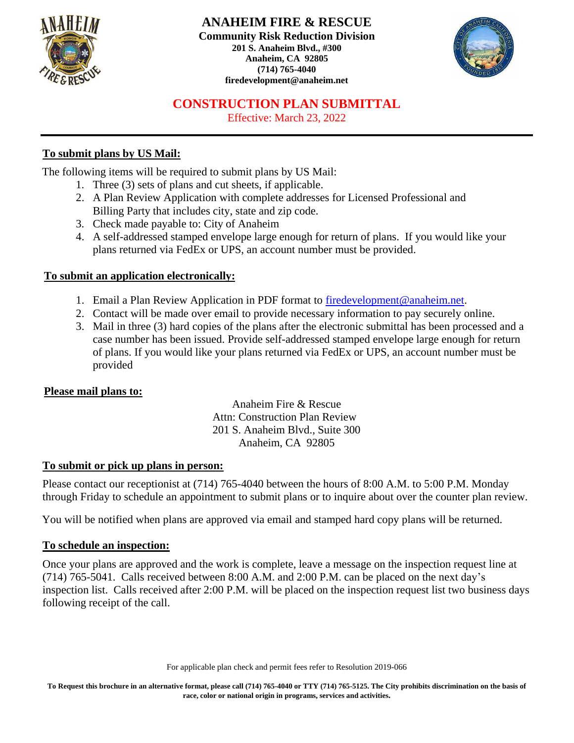# ANAHEIM FIRE & RESCUE

**Community Risk Reduction Division**
**201 S. Anaheim Blvd., #300**
**Anaheim, CA 92805**
**(714) 765-4040**
**firedevelopment@anaheim.net**

## CONSTRUCTION PLAN SUBMITTAL

Effective: March 23, 2022

---

### To submit plans by US Mail:

The following items will be required to submit plans by US Mail:

1. Three (3) sets of plans and cut sheets, if applicable.
2. A Plan Review Application with complete addresses for Licensed Professional and Billing Party that includes city, state and zip code.
3. Check made payable to: City of Anaheim
4. A self-addressed stamped envelope large enough for return of plans. If you would like your plans returned via FedEx or UPS, an account number must be provided.

### To submit an application electronically:

1. Email a Plan Review Application in PDF format to firedevelopment@anaheim.net.
2. Contact will be made over email to provide necessary information to pay securely online.
3. Mail in three (3) hard copies of the plans after the electronic submittal has been processed and a case number has been issued. Provide self-addressed stamped envelope large enough for return of plans. If you would like your plans returned via FedEx or UPS, an account number must be provided

### Please mail plans to:

Anaheim Fire & Rescue
Attn: Construction Plan Review
201 S. Anaheim Blvd., Suite 300
Anaheim, CA 92805

### To submit or pick up plans in person:

Please contact our receptionist at (714) 765-4040 between the hours of 8:00 A.M. to 5:00 P.M. Monday through Friday to schedule an appointment to submit plans or to inquire about over the counter plan review.

You will be notified when plans are approved via email and stamped hard copy plans will be returned.

### To schedule an inspection:

Once your plans are approved and the work is complete, leave a message on the inspection request line at (714) 765-5041. Calls received between 8:00 A.M. and 2:00 P.M. can be placed on the next day's inspection list. Calls received after 2:00 P.M. will be placed on the inspection request list two business days following receipt of the call.

For applicable plan check and permit fees refer to Resolution 2019-066

**To Request this brochure in an alternative format, please call (714) 765-4040 or TTY (714) 765-5125. The City prohibits discrimination on the basis of race, color or national origin in programs, services and activities.**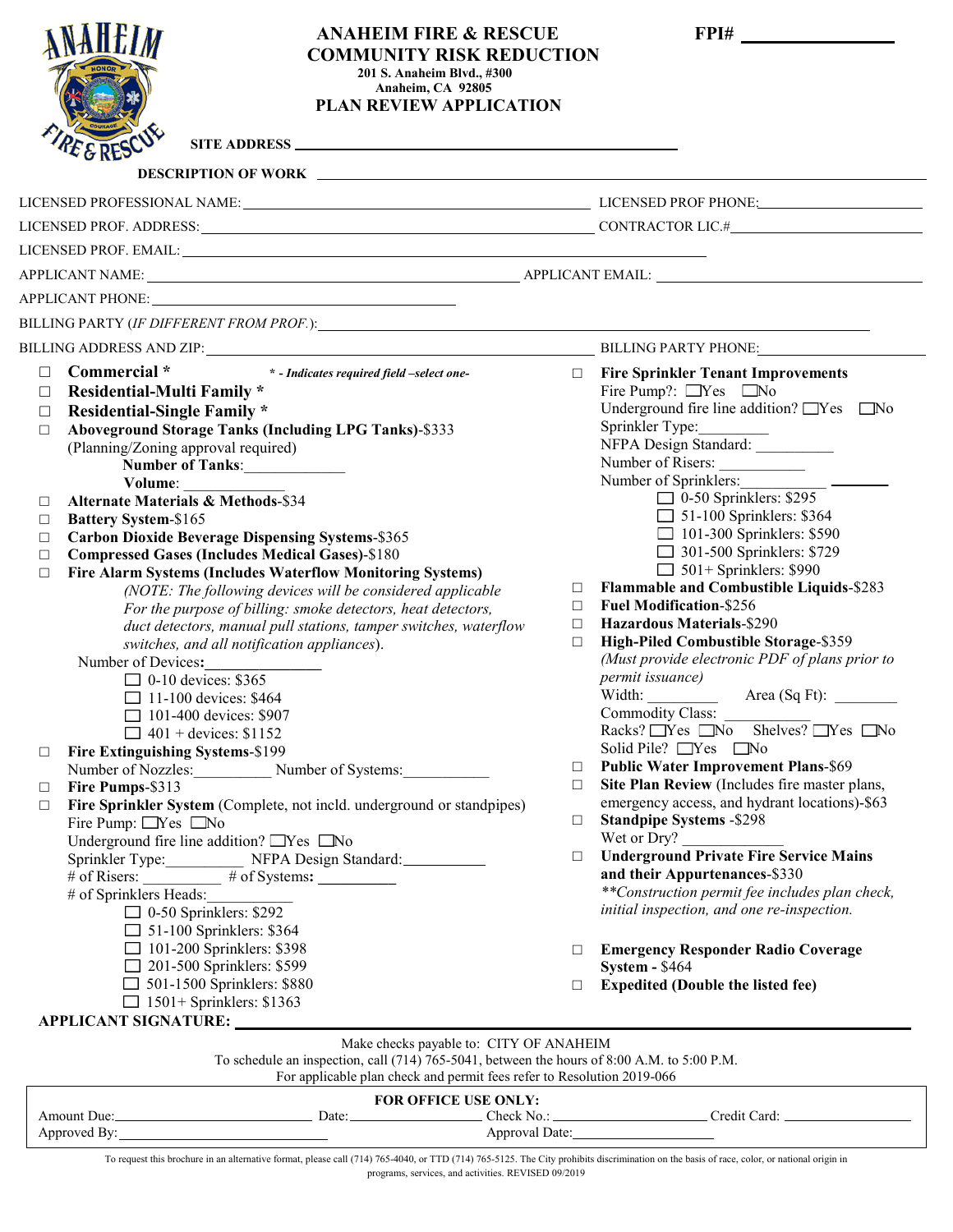# ANAHEIM FIRE & RESCUE
## COMMUNITY RISK REDUCTION

**201 S. Anaheim Blvd., #300**
**Anaheim, CA 92805**

## PLAN REVIEW APPLICATION

**FPI#** ________________

**SITE ADDRESS** ______________________________

**DESCRIPTION OF WORK** ______________________________

LICENSED PROFESSIONAL NAME: ______________________________ LICENSED PROF PHONE: ______________

LICENSED PROF. ADDRESS: ______________________________ CONTRACTOR LIC.# ______________

LICENSED PROF. EMAIL: ______________________________

APPLICANT NAME: ______________________________ APPLICANT EMAIL: ______________

APPLICANT PHONE: ______________________________

BILLING PARTY (*IF DIFFERENT FROM PROF.*): ______________________________

BILLING ADDRESS AND ZIP: ______________________________ BILLING PARTY PHONE: ______________

- ☐ **Commercial *** *** - Indicates required field –select one-***
- ☐ **Residential-Multi Family ***
- ☐ **Residential-Single Family ***
- ☐ **Aboveground Storage Tanks (Including LPG Tanks)**-$333
  (Planning/Zoning approval required)
  **Number of Tanks**: ____________
  **Volume**: ____________
- ☐ **Alternate Materials & Methods**-$34
- ☐ **Battery System**-$165
- ☐ **Carbon Dioxide Beverage Dispensing Systems**-$365
- ☐ **Compressed Gases (Includes Medical Gases)**-$180
- ☐ **Fire Alarm Systems (Includes Waterflow Monitoring Systems)**
  *(NOTE: The following devices will be considered applicable For the purpose of billing: smoke detectors, heat detectors, duct detectors, manual pull stations, tamper switches, waterflow switches, and all notification appliances).*
  Number of Devices**:** ____________
  - ☐ 0-10 devices: $365
  - ☐ 11-100 devices: $464
  - ☐ 101-400 devices: $907
  - ☐ 401 + devices: $1152
- ☐ **Fire Extinguishing Systems**-$199
  Number of Nozzles: __________ Number of Systems: __________
- ☐ **Fire Pumps**-$313
- ☐ **Fire Sprinkler System** (Complete, not incld. underground or standpipes)
  Fire Pump: ☐Yes ☐No
  Underground fire line addition? ☐Yes ☐No
  Sprinkler Type: __________ NFPA Design Standard**:** __________
  # of Risers: __________ # of Systems**:** __________
  # of Sprinklers Heads: __________
  - ☐ 0-50 Sprinklers: $292
  - ☐ 51-100 Sprinklers: $364
  - ☐ 101-200 Sprinklers: $398
  - ☐ 201-500 Sprinklers: $599
  - ☐ 501-1500 Sprinklers: $880
  - ☐ 1501+ Sprinklers: $1363
- ☐ **Fire Sprinkler Tenant Improvements**
  Fire Pump?: ☐Yes ☐No
  Underground fire line addition? ☐Yes ☐No
  Sprinkler Type: __________
  NFPA Design Standard: __________
  Number of Risers: __________
  Number of Sprinklers: __________
  - ☐ 0-50 Sprinklers: $295
  - ☐ 51-100 Sprinklers: $364
  - ☐ 101-300 Sprinklers: $590
  - ☐ 301-500 Sprinklers: $729
  - ☐ 501+ Sprinklers: $990
- ☐ **Flammable and Combustible Liquids**-$283
- ☐ **Fuel Modification**-$256
- ☐ **Hazardous Materials**-$290
- ☐ **High-Piled Combustible Storage**-$359
  *(Must provide electronic PDF of plans prior to permit issuance)*
  Width: ________ Area (Sq Ft): ________
  Commodity Class: ________
  Racks? ☐Yes ☐No Shelves? ☐Yes ☐No
  Solid Pile? ☐Yes ☐No
- ☐ **Public Water Improvement Plans**-$69
- ☐ **Site Plan Review** (Includes fire master plans, emergency access, and hydrant locations)-$63
- ☐ **Standpipe Systems** -$298
  Wet or Dry? ________
- ☐ **Underground Private Fire Service Mains and their Appurtenances**-$330
  *\*\*Construction permit fee includes plan check, initial inspection, and one re-inspection.*
- ☐ **Emergency Responder Radio Coverage System** - $464
- ☐ **Expedited (Double the listed fee)**

**APPLICANT SIGNATURE:** ______________________________

Make checks payable to: CITY OF ANAHEIM
To schedule an inspection, call (714) 765-5041, between the hours of 8:00 A.M. to 5:00 P.M.
For applicable plan check and permit fees refer to Resolution 2019-066

**FOR OFFICE USE ONLY:**

Amount Due: ____________ Date: ____________ Check No.: ____________ Credit Card: ____________
Approved By: ____________ Approval Date: ____________

To request this brochure in an alternative format, please call (714) 765-4040, or TTD (714) 765-5125. The City prohibits discrimination on the basis of race, color, or national origin in programs, services, and activities. REVISED 09/2019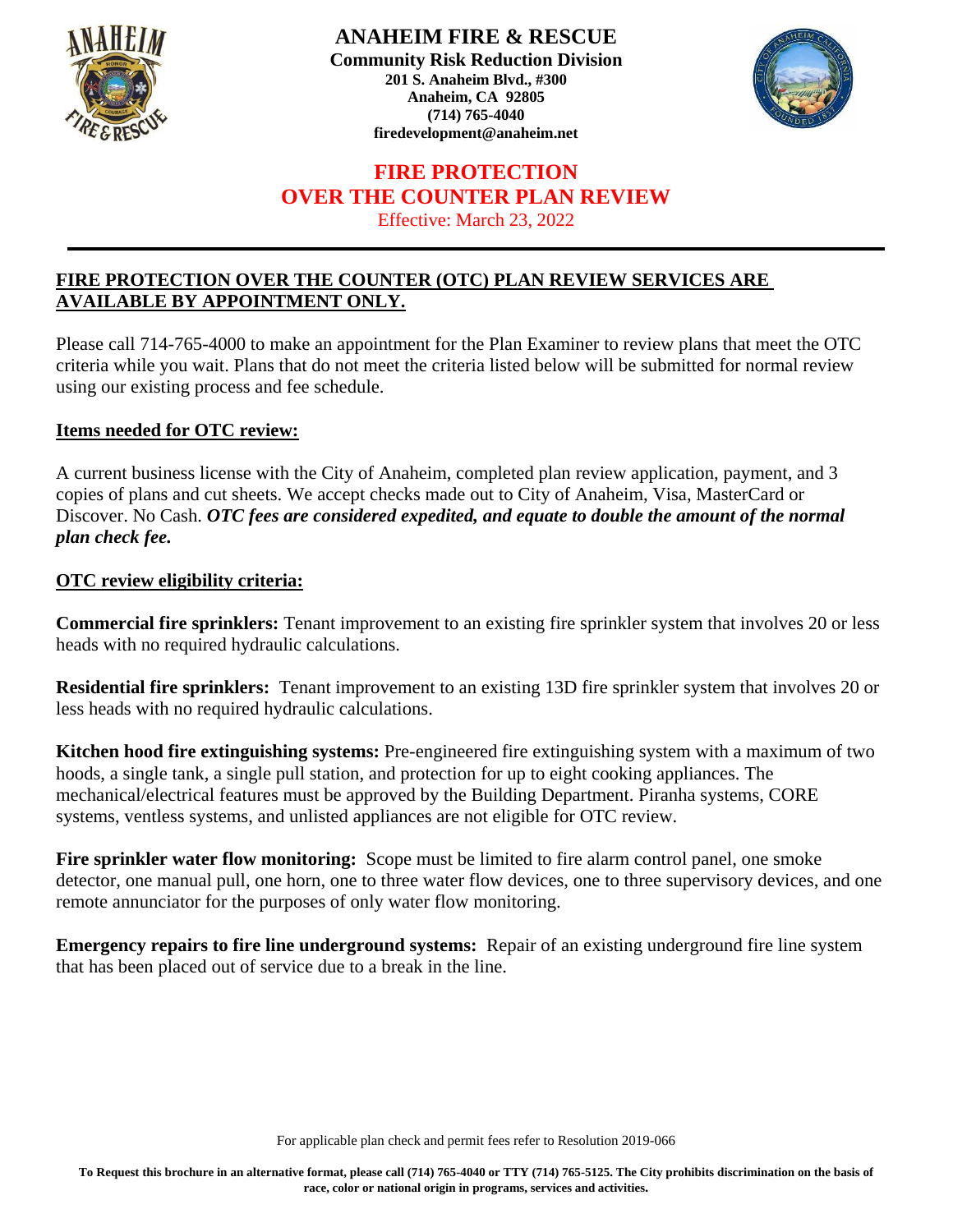# ANAHEIM FIRE & RESCUE

**Community Risk Reduction Division**
**201 S. Anaheim Blvd., #300**
**Anaheim, CA 92805**
**(714) 765-4040**
**firedevelopment@anaheim.net**

## FIRE PROTECTION OVER THE COUNTER PLAN REVIEW

Effective: March 23, 2022

---

**FIRE PROTECTION OVER THE COUNTER (OTC) PLAN REVIEW SERVICES ARE AVAILABLE BY APPOINTMENT ONLY.**

Please call 714-765-4000 to make an appointment for the Plan Examiner to review plans that meet the OTC criteria while you wait. Plans that do not meet the criteria listed below will be submitted for normal review using our existing process and fee schedule.

**Items needed for OTC review:**

A current business license with the City of Anaheim, completed plan review application, payment, and 3 copies of plans and cut sheets. We accept checks made out to City of Anaheim, Visa, MasterCard or Discover. No Cash. ***OTC fees are considered expedited, and equate to double the amount of the normal plan check fee.***

**OTC review eligibility criteria:**

**Commercial fire sprinklers:** Tenant improvement to an existing fire sprinkler system that involves 20 or less heads with no required hydraulic calculations.

**Residential fire sprinklers:** Tenant improvement to an existing 13D fire sprinkler system that involves 20 or less heads with no required hydraulic calculations.

**Kitchen hood fire extinguishing systems:** Pre-engineered fire extinguishing system with a maximum of two hoods, a single tank, a single pull station, and protection for up to eight cooking appliances. The mechanical/electrical features must be approved by the Building Department. Piranha systems, CORE systems, ventless systems, and unlisted appliances are not eligible for OTC review.

**Fire sprinkler water flow monitoring:** Scope must be limited to fire alarm control panel, one smoke detector, one manual pull, one horn, one to three water flow devices, one to three supervisory devices, and one remote annunciator for the purposes of only water flow monitoring.

**Emergency repairs to fire line underground systems:** Repair of an existing underground fire line system that has been placed out of service due to a break in the line.

For applicable plan check and permit fees refer to Resolution 2019-066

**To Request this brochure in an alternative format, please call (714) 765-4040 or TTY (714) 765-5125. The City prohibits discrimination on the basis of race, color or national origin in programs, services and activities.**